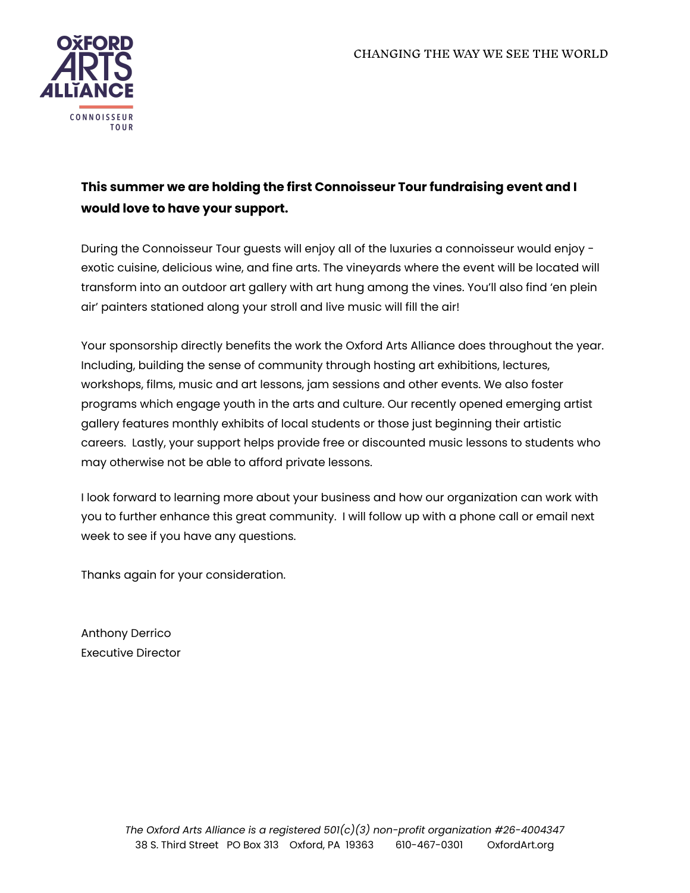OXFORD ARTS ALLIANCE

CONNOISSEUR TOUR

CHANGING THE WAY WE SEE THE WORLD

**This summer we are holding the first Connoisseur Tour fundraising event and I would love to have your support.**

During the Connoisseur Tour guests will enjoy all of the luxuries a connoisseur would enjoy - exotic cuisine, delicious wine, and fine arts. The vineyards where the event will be located will transform into an outdoor art gallery with art hung among the vines. You'll also find 'en plein air' painters stationed along your stroll and live music will fill the air!

Your sponsorship directly benefits the work the Oxford Arts Alliance does throughout the year. Including, building the sense of community through hosting art exhibitions, lectures, workshops, films, music and art lessons, jam sessions and other events. We also foster programs which engage youth in the arts and culture. Our recently opened emerging artist gallery features monthly exhibits of local students or those just beginning their artistic careers. Lastly, your support helps provide free or discounted music lessons to students who may otherwise not be able to afford private lessons.

I look forward to learning more about your business and how our organization can work with you to further enhance this great community. I will follow up with a phone call or email next week to see if you have any questions.

Thanks again for your consideration.

Anthony Derrico
Executive Director

*The Oxford Arts Alliance is a registered 501(c)(3) non-profit organization #26-4004347*
38 S. Third Street PO Box 313 Oxford, PA 19363 610-467-0301 OxfordArt.org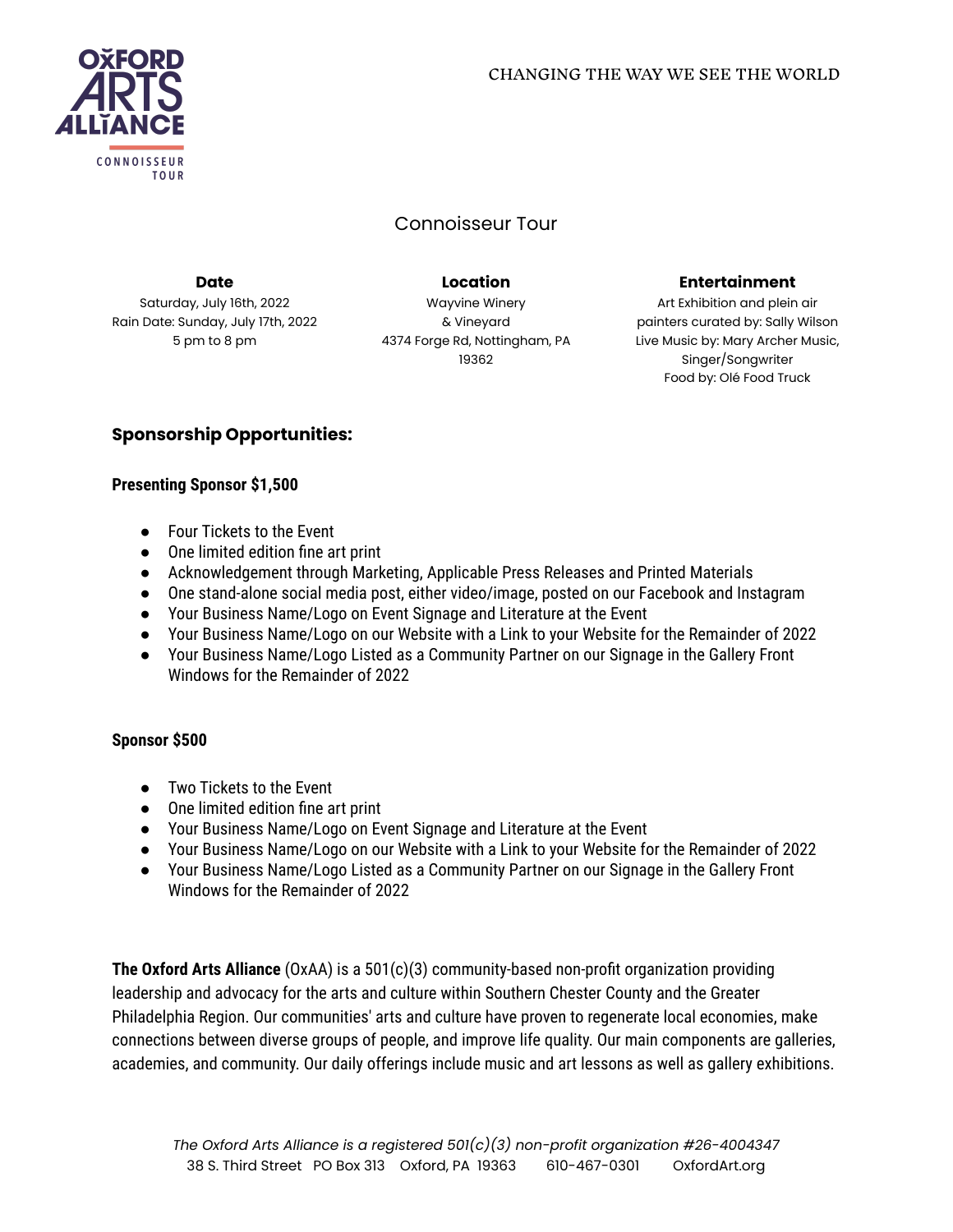OXFORD ARTS ALLIANCE CONNOISSEUR TOUR

CHANGING THE WAY WE SEE THE WORLD

# Connoisseur Tour

**Date**
Saturday, July 16th, 2022
Rain Date: Sunday, July 17th, 2022
5 pm to 8 pm

**Location**
Wayvine Winery
& Vineyard
4374 Forge Rd, Nottingham, PA
19362

**Entertainment**
Art Exhibition and plein air
painters curated by: Sally Wilson
Live Music by: Mary Archer Music,
Singer/Songwriter
Food by: Olé Food Truck

## Sponsorship Opportunities:

**Presenting Sponsor $1,500**

- Four Tickets to the Event
- One limited edition fine art print
- Acknowledgement through Marketing, Applicable Press Releases and Printed Materials
- One stand-alone social media post, either video/image, posted on our Facebook and Instagram
- Your Business Name/Logo on Event Signage and Literature at the Event
- Your Business Name/Logo on our Website with a Link to your Website for the Remainder of 2022
- Your Business Name/Logo Listed as a Community Partner on our Signage in the Gallery Front Windows for the Remainder of 2022

**Sponsor $500**

- Two Tickets to the Event
- One limited edition fine art print
- Your Business Name/Logo on Event Signage and Literature at the Event
- Your Business Name/Logo on our Website with a Link to your Website for the Remainder of 2022
- Your Business Name/Logo Listed as a Community Partner on our Signage in the Gallery Front Windows for the Remainder of 2022

**The Oxford Arts Alliance** (OxAA) is a 501(c)(3) community-based non-profit organization providing leadership and advocacy for the arts and culture within Southern Chester County and the Greater Philadelphia Region. Our communities' arts and culture have proven to regenerate local economies, make connections between diverse groups of people, and improve life quality. Our main components are galleries, academies, and community. Our daily offerings include music and art lessons as well as gallery exhibitions.

*The Oxford Arts Alliance is a registered 501(c)(3) non-profit organization #26-4004347*
38 S. Third Street PO Box 313 Oxford, PA 19363 610-467-0301 OxfordArt.org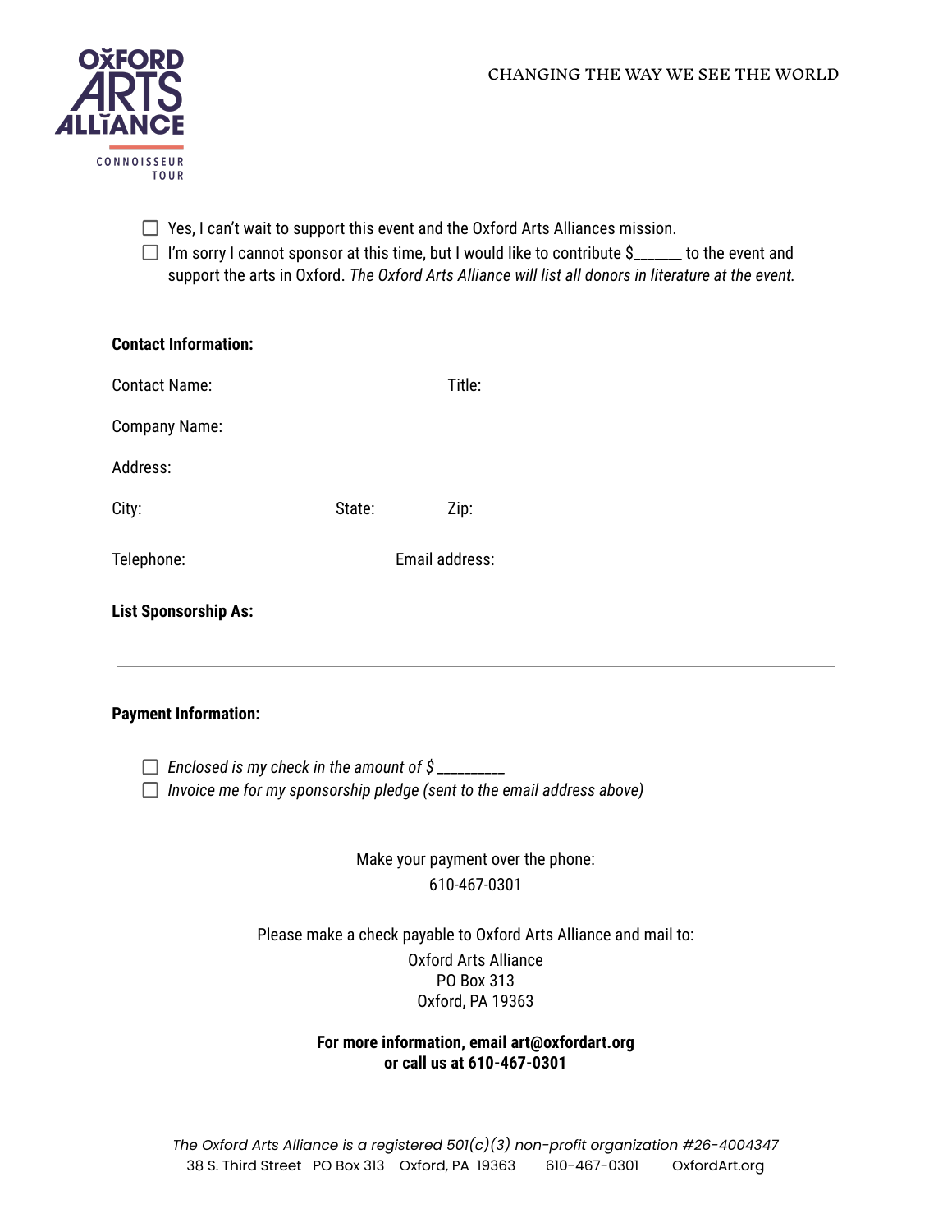CHANGING THE WAY WE SEE THE WORLD

- ☐ Yes, I can't wait to support this event and the Oxford Arts Alliances mission.
- ☐ I'm sorry I cannot sponsor at this time, but I would like to contribute $______ to the event and support the arts in Oxford. *The Oxford Arts Alliance will list all donors in literature at the event.*

**Contact Information:**

Contact Name: Title:

Company Name:

Address:

City: State: Zip:

Telephone: Email address:

**List Sponsorship As:**

---

**Payment Information:**

- ☐ *Enclosed is my check in the amount of $ _________*
- ☐ *Invoice me for my sponsorship pledge (sent to the email address above)*

Make your payment over the phone:
610-467-0301

Please make a check payable to Oxford Arts Alliance and mail to:
Oxford Arts Alliance
PO Box 313
Oxford, PA 19363

**For more information, email art@oxfordart.org or call us at 610-467-0301**

*The Oxford Arts Alliance is a registered 501(c)(3) non-profit organization #26-4004347*
38 S. Third Street PO Box 313 Oxford, PA 19363 610-467-0301 OxfordArt.org